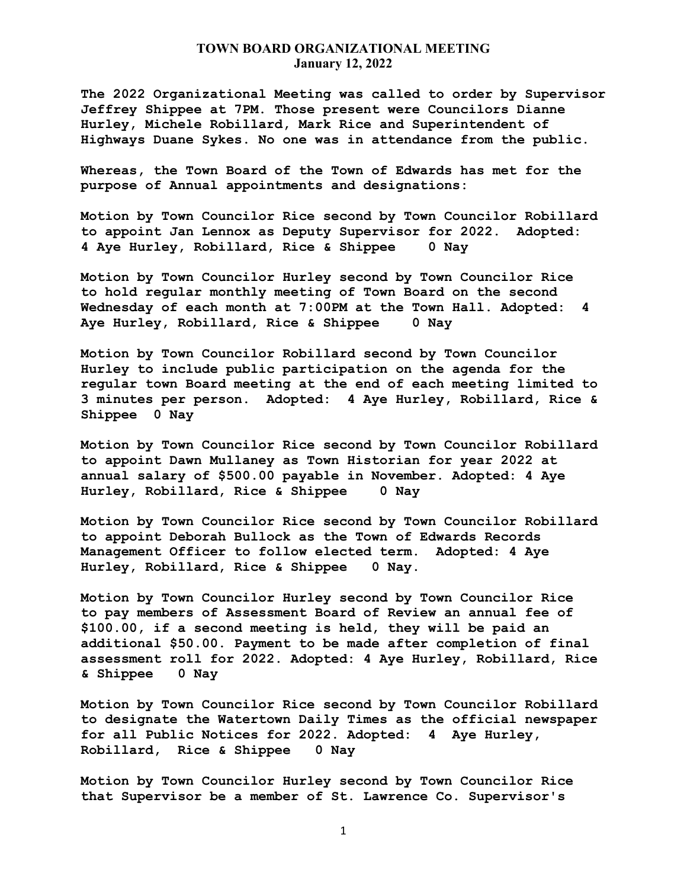# TOWN BOARD ORGANIZATIONAL MEETING
## January 12, 2022

**The 2022 Organizational Meeting was called to order by Supervisor Jeffrey Shippee at 7PM. Those present were Councilors Dianne Hurley, Michele Robillard, Mark Rice and Superintendent of Highways Duane Sykes. No one was in attendance from the public.**

**Whereas, the Town Board of the Town of Edwards has met for the purpose of Annual appointments and designations:**

**Motion by Town Councilor Rice second by Town Councilor Robillard to appoint Jan Lennox as Deputy Supervisor for 2022. Adopted: 4 Aye Hurley, Robillard, Rice & Shippee 0 Nay**

**Motion by Town Councilor Hurley second by Town Councilor Rice to hold regular monthly meeting of Town Board on the second Wednesday of each month at 7:00PM at the Town Hall. Adopted: 4 Aye Hurley, Robillard, Rice & Shippee 0 Nay**

**Motion by Town Councilor Robillard second by Town Councilor Hurley to include public participation on the agenda for the regular town Board meeting at the end of each meeting limited to 3 minutes per person. Adopted: 4 Aye Hurley, Robillard, Rice & Shippee 0 Nay**

**Motion by Town Councilor Rice second by Town Councilor Robillard to appoint Dawn Mullaney as Town Historian for year 2022 at annual salary of $500.00 payable in November. Adopted: 4 Aye Hurley, Robillard, Rice & Shippee 0 Nay**

**Motion by Town Councilor Rice second by Town Councilor Robillard to appoint Deborah Bullock as the Town of Edwards Records Management Officer to follow elected term. Adopted: 4 Aye Hurley, Robillard, Rice & Shippee 0 Nay.**

**Motion by Town Councilor Hurley second by Town Councilor Rice to pay members of Assessment Board of Review an annual fee of $100.00, if a second meeting is held, they will be paid an additional $50.00. Payment to be made after completion of final assessment roll for 2022. Adopted: 4 Aye Hurley, Robillard, Rice & Shippee 0 Nay**

**Motion by Town Councilor Rice second by Town Councilor Robillard to designate the Watertown Daily Times as the official newspaper for all Public Notices for 2022. Adopted: 4 Aye Hurley, Robillard, Rice & Shippee 0 Nay**

**Motion by Town Councilor Hurley second by Town Councilor Rice that Supervisor be a member of St. Lawrence Co. Supervisor's**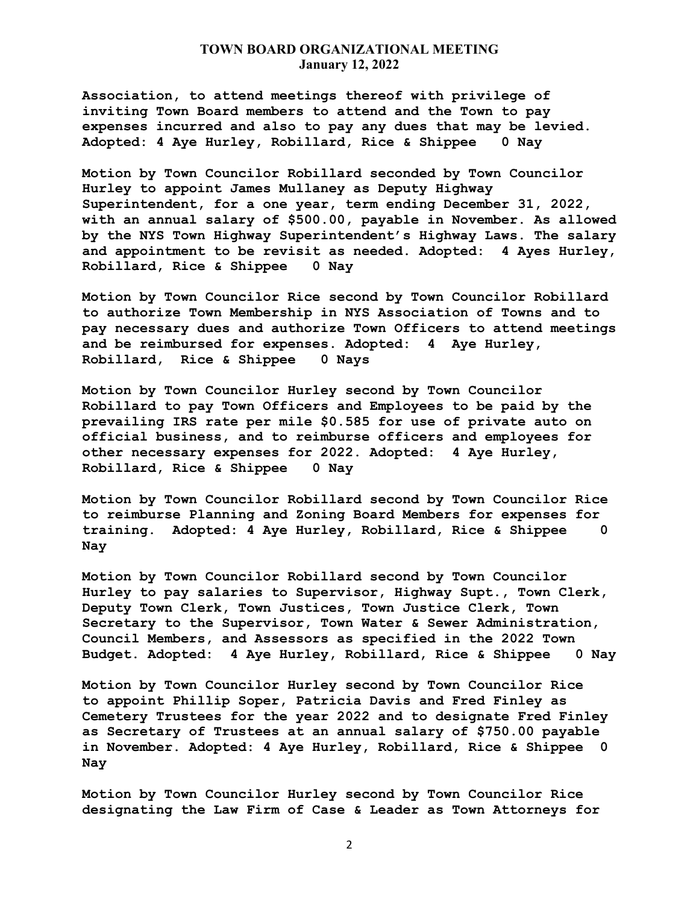Association, to attend meetings thereof with privilege of inviting Town Board members to attend and the Town to pay expenses incurred and also to pay any dues that may be levied. Adopted: 4 Aye Hurley, Robillard, Rice & Shippee 0 Nay

Motion by Town Councilor Robillard seconded by Town Councilor Hurley to appoint James Mullaney as Deputy Highway Superintendent, for a one year, term ending December 31, 2022, with an annual salary of $500.00, payable in November. As allowed by the NYS Town Highway Superintendent's Highway Laws. The salary and appointment to be revisit as needed. Adopted: 4 Ayes Hurley, Robillard, Rice & Shippee 0 Nay

Motion by Town Councilor Rice second by Town Councilor Robillard to authorize Town Membership in NYS Association of Towns and to pay necessary dues and authorize Town Officers to attend meetings and be reimbursed for expenses. Adopted: 4 Aye Hurley, Robillard, Rice & Shippee 0 Nays

Motion by Town Councilor Hurley second by Town Councilor Robillard to pay Town Officers and Employees to be paid by the prevailing IRS rate per mile $0.585 for use of private auto on official business, and to reimburse officers and employees for other necessary expenses for 2022. Adopted: 4 Aye Hurley, Robillard, Rice & Shippee 0 Nay

Motion by Town Councilor Robillard second by Town Councilor Rice to reimburse Planning and Zoning Board Members for expenses for training. Adopted: 4 Aye Hurley, Robillard, Rice & Shippee 0 Nay

Motion by Town Councilor Robillard second by Town Councilor Hurley to pay salaries to Supervisor, Highway Supt., Town Clerk, Deputy Town Clerk, Town Justices, Town Justice Clerk, Town Secretary to the Supervisor, Town Water & Sewer Administration, Council Members, and Assessors as specified in the 2022 Town Budget. Adopted: 4 Aye Hurley, Robillard, Rice & Shippee 0 Nay

Motion by Town Councilor Hurley second by Town Councilor Rice to appoint Phillip Soper, Patricia Davis and Fred Finley as Cemetery Trustees for the year 2022 and to designate Fred Finley as Secretary of Trustees at an annual salary of $750.00 payable in November. Adopted: 4 Aye Hurley, Robillard, Rice & Shippee 0 Nay

Motion by Town Councilor Hurley second by Town Councilor Rice designating the Law Firm of Case & Leader as Town Attorneys for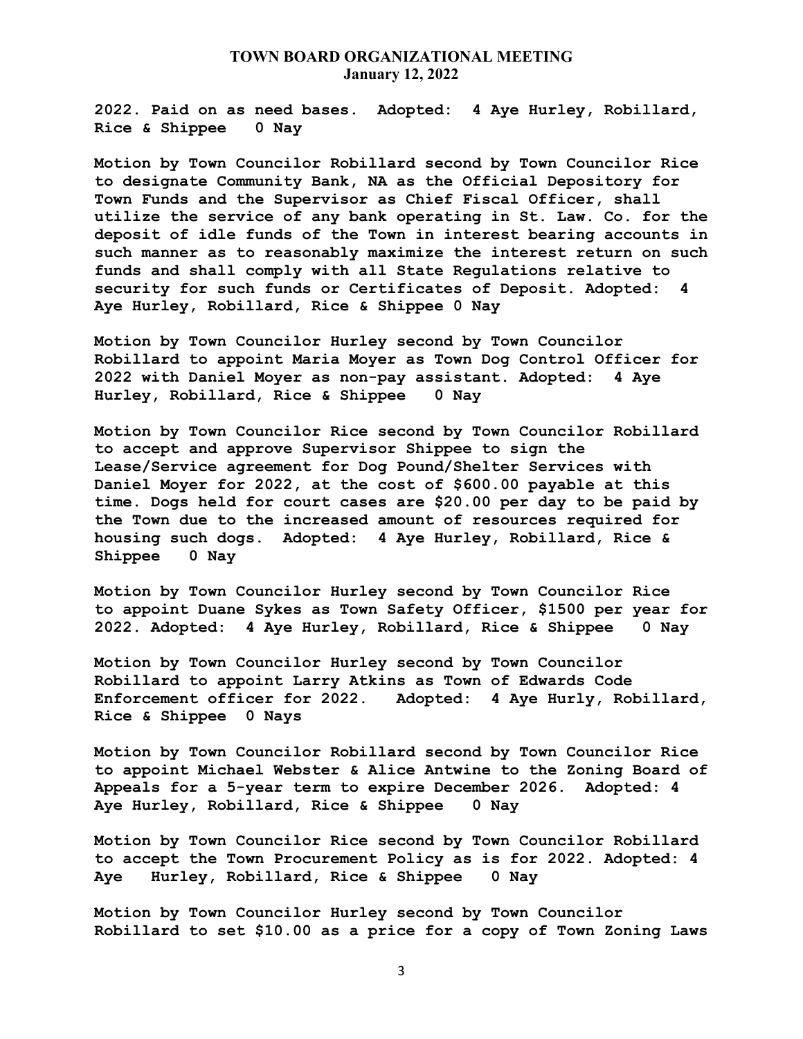**2022. Paid on as need bases. Adopted: 4 Aye Hurley, Robillard, Rice & Shippee 0 Nay**

**Motion by Town Councilor Robillard second by Town Councilor Rice to designate Community Bank, NA as the Official Depository for Town Funds and the Supervisor as Chief Fiscal Officer, shall utilize the service of any bank operating in St. Law. Co. for the deposit of idle funds of the Town in interest bearing accounts in such manner as to reasonably maximize the interest return on such funds and shall comply with all State Regulations relative to security for such funds or Certificates of Deposit. Adopted: 4 Aye Hurley, Robillard, Rice & Shippee 0 Nay**

**Motion by Town Councilor Hurley second by Town Councilor Robillard to appoint Maria Moyer as Town Dog Control Officer for 2022 with Daniel Moyer as non-pay assistant. Adopted: 4 Aye Hurley, Robillard, Rice & Shippee 0 Nay**

**Motion by Town Councilor Rice second by Town Councilor Robillard to accept and approve Supervisor Shippee to sign the Lease/Service agreement for Dog Pound/Shelter Services with Daniel Moyer for 2022, at the cost of $600.00 payable at this time. Dogs held for court cases are $20.00 per day to be paid by the Town due to the increased amount of resources required for housing such dogs. Adopted: 4 Aye Hurley, Robillard, Rice & Shippee 0 Nay**

**Motion by Town Councilor Hurley second by Town Councilor Rice to appoint Duane Sykes as Town Safety Officer, $1500 per year for 2022. Adopted: 4 Aye Hurley, Robillard, Rice & Shippee 0 Nay**

**Motion by Town Councilor Hurley second by Town Councilor Robillard to appoint Larry Atkins as Town of Edwards Code Enforcement officer for 2022. Adopted: 4 Aye Hurly, Robillard, Rice & Shippee 0 Nays**

**Motion by Town Councilor Robillard second by Town Councilor Rice to appoint Michael Webster & Alice Antwine to the Zoning Board of Appeals for a 5-year term to expire December 2026. Adopted: 4 Aye Hurley, Robillard, Rice & Shippee 0 Nay**

**Motion by Town Councilor Rice second by Town Councilor Robillard to accept the Town Procurement Policy as is for 2022. Adopted: 4 Aye Hurley, Robillard, Rice & Shippee 0 Nay**

**Motion by Town Councilor Hurley second by Town Councilor Robillard to set $10.00 as a price for a copy of Town Zoning Laws**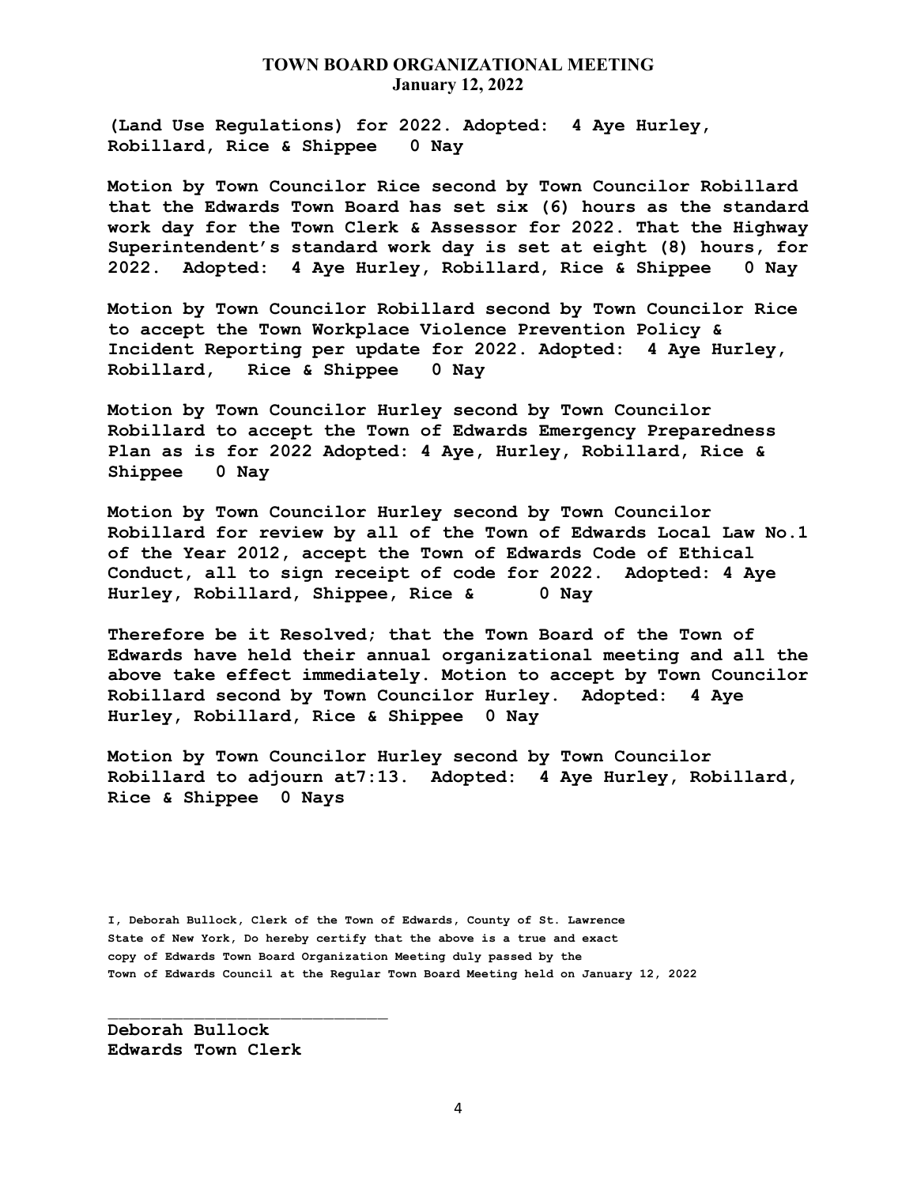**(Land Use Regulations) for 2022. Adopted: 4 Aye Hurley, Robillard, Rice & Shippee 0 Nay**

**Motion by Town Councilor Rice second by Town Councilor Robillard that the Edwards Town Board has set six (6) hours as the standard work day for the Town Clerk & Assessor for 2022. That the Highway Superintendent's standard work day is set at eight (8) hours, for 2022. Adopted: 4 Aye Hurley, Robillard, Rice & Shippee 0 Nay**

**Motion by Town Councilor Robillard second by Town Councilor Rice to accept the Town Workplace Violence Prevention Policy & Incident Reporting per update for 2022. Adopted: 4 Aye Hurley, Robillard, Rice & Shippee 0 Nay**

**Motion by Town Councilor Hurley second by Town Councilor Robillard to accept the Town of Edwards Emergency Preparedness Plan as is for 2022 Adopted: 4 Aye, Hurley, Robillard, Rice & Shippee 0 Nay**

**Motion by Town Councilor Hurley second by Town Councilor Robillard for review by all of the Town of Edwards Local Law No.1 of the Year 2012, accept the Town of Edwards Code of Ethical Conduct, all to sign receipt of code for 2022. Adopted: 4 Aye Hurley, Robillard, Shippee, Rice & 0 Nay**

**Therefore be it Resolved; that the Town Board of the Town of Edwards have held their annual organizational meeting and all the above take effect immediately. Motion to accept by Town Councilor Robillard second by Town Councilor Hurley. Adopted: 4 Aye Hurley, Robillard, Rice & Shippee 0 Nay**

**Motion by Town Councilor Hurley second by Town Councilor Robillard to adjourn at7:13. Adopted: 4 Aye Hurley, Robillard, Rice & Shippee 0 Nays**

**I, Deborah Bullock, Clerk of the Town of Edwards, County of St. Lawrence State of New York, Do hereby certify that the above is a true and exact copy of Edwards Town Board Organization Meeting duly passed by the Town of Edwards Council at the Regular Town Board Meeting held on January 12, 2022**

\_\_\_\_\_\_\_\_\_\_\_\_\_\_\_\_\_\_\_\_\_\_\_\_\_\_\_\_\_\_

**Deborah Bullock**
**Edwards Town Clerk**